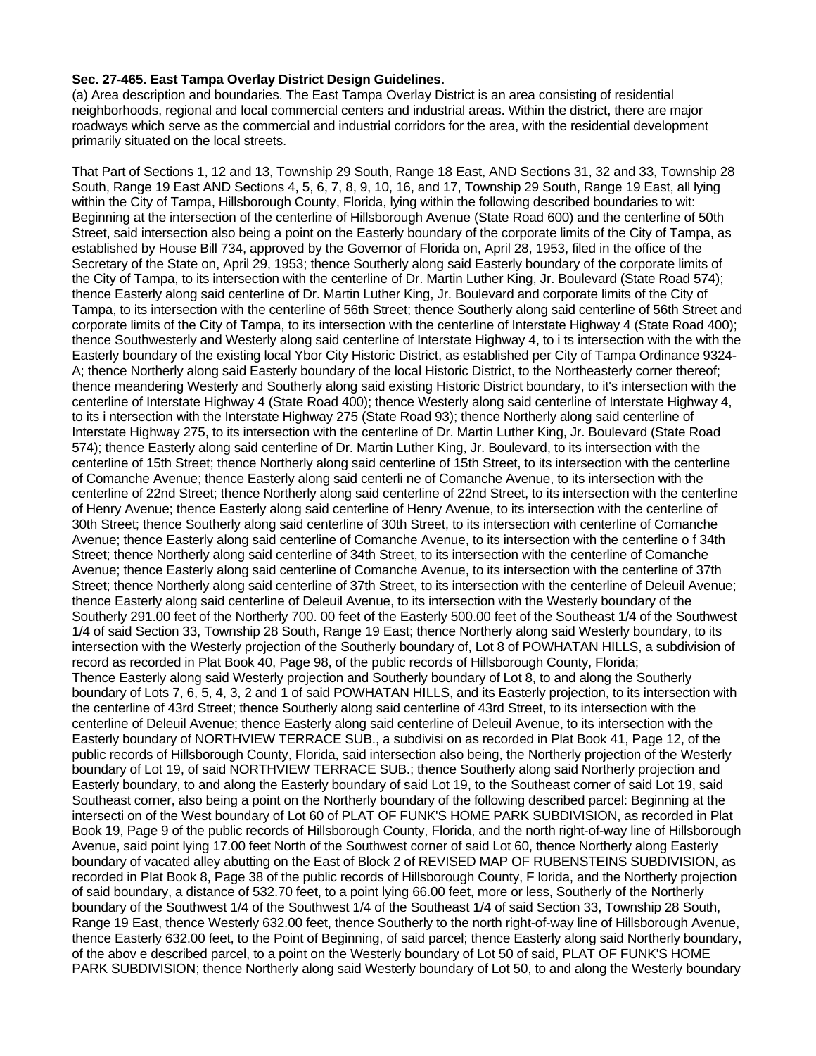**Sec. 27-465. East Tampa Overlay District Design Guidelines.**

(a) Area description and boundaries. The East Tampa Overlay District is an area consisting of residential neighborhoods, regional and local commercial centers and industrial areas. Within the district, there are major roadways which serve as the commercial and industrial corridors for the area, with the residential development primarily situated on the local streets.

That Part of Sections 1, 12 and 13, Township 29 South, Range 18 East, AND Sections 31, 32 and 33, Township 28 South, Range 19 East AND Sections 4, 5, 6, 7, 8, 9, 10, 16, and 17, Township 29 South, Range 19 East, all lying within the City of Tampa, Hillsborough County, Florida, lying within the following described boundaries to wit: Beginning at the intersection of the centerline of Hillsborough Avenue (State Road 600) and the centerline of 50th Street, said intersection also being a point on the Easterly boundary of the corporate limits of the City of Tampa, as established by House Bill 734, approved by the Governor of Florida on, April 28, 1953, filed in the office of the Secretary of the State on, April 29, 1953; thence Southerly along said Easterly boundary of the corporate limits of the City of Tampa, to its intersection with the centerline of Dr. Martin Luther King, Jr. Boulevard (State Road 574); thence Easterly along said centerline of Dr. Martin Luther King, Jr. Boulevard and corporate limits of the City of Tampa, to its intersection with the centerline of 56th Street; thence Southerly along said centerline of 56th Street and corporate limits of the City of Tampa, to its intersection with the centerline of Interstate Highway 4 (State Road 400); thence Southwesterly and Westerly along said centerline of Interstate Highway 4, to i ts intersection with the with the Easterly boundary of the existing local Ybor City Historic District, as established per City of Tampa Ordinance 9324-A; thence Northerly along said Easterly boundary of the local Historic District, to the Northeasterly corner thereof; thence meandering Westerly and Southerly along said existing Historic District boundary, to it's intersection with the centerline of Interstate Highway 4 (State Road 400); thence Westerly along said centerline of Interstate Highway 4, to its i ntersection with the Interstate Highway 275 (State Road 93); thence Northerly along said centerline of Interstate Highway 275, to its intersection with the centerline of Dr. Martin Luther King, Jr. Boulevard (State Road 574); thence Easterly along said centerline of Dr. Martin Luther King, Jr. Boulevard, to its intersection with the centerline of 15th Street; thence Northerly along said centerline of 15th Street, to its intersection with the centerline of Comanche Avenue; thence Easterly along said centerli ne of Comanche Avenue, to its intersection with the centerline of 22nd Street; thence Northerly along said centerline of 22nd Street, to its intersection with the centerline of Henry Avenue; thence Easterly along said centerline of Henry Avenue, to its intersection with the centerline of 30th Street; thence Southerly along said centerline of 30th Street, to its intersection with centerline of Comanche Avenue; thence Easterly along said centerline of Comanche Avenue, to its intersection with the centerline o f 34th Street; thence Northerly along said centerline of 34th Street, to its intersection with the centerline of Comanche Avenue; thence Easterly along said centerline of Comanche Avenue, to its intersection with the centerline of 37th Street; thence Northerly along said centerline of 37th Street, to its intersection with the centerline of Deleuil Avenue; thence Easterly along said centerline of Deleuil Avenue, to its intersection with the Westerly boundary of the Southerly 291.00 feet of the Northerly 700. 00 feet of the Easterly 500.00 feet of the Southeast 1/4 of the Southwest 1/4 of said Section 33, Township 28 South, Range 19 East; thence Northerly along said Westerly boundary, to its intersection with the Westerly projection of the Southerly boundary of, Lot 8 of POWHATAN HILLS, a subdivision of record as recorded in Plat Book 40, Page 98, of the public records of Hillsborough County, Florida;
Thence Easterly along said Westerly projection and Southerly boundary of Lot 8, to and along the Southerly boundary of Lots 7, 6, 5, 4, 3, 2 and 1 of said POWHATAN HILLS, and its Easterly projection, to its intersection with the centerline of 43rd Street; thence Southerly along said centerline of 43rd Street, to its intersection with the centerline of Deleuil Avenue; thence Easterly along said centerline of Deleuil Avenue, to its intersection with the Easterly boundary of NORTHVIEW TERRACE SUB., a subdivisi on as recorded in Plat Book 41, Page 12, of the public records of Hillsborough County, Florida, said intersection also being, the Northerly projection of the Westerly boundary of Lot 19, of said NORTHVIEW TERRACE SUB.; thence Southerly along said Northerly projection and Easterly boundary, to and along the Easterly boundary of said Lot 19, to the Southeast corner of said Lot 19, said Southeast corner, also being a point on the Northerly boundary of the following described parcel: Beginning at the intersecti on of the West boundary of Lot 60 of PLAT OF FUNK'S HOME PARK SUBDIVISION, as recorded in Plat Book 19, Page 9 of the public records of Hillsborough County, Florida, and the north right-of-way line of Hillsborough Avenue, said point lying 17.00 feet North of the Southwest corner of said Lot 60, thence Northerly along Easterly boundary of vacated alley abutting on the East of Block 2 of REVISED MAP OF RUBENSTEINS SUBDIVISION, as recorded in Plat Book 8, Page 38 of the public records of Hillsborough County, F lorida, and the Northerly projection of said boundary, a distance of 532.70 feet, to a point lying 66.00 feet, more or less, Southerly of the Northerly boundary of the Southwest 1/4 of the Southwest 1/4 of the Southeast 1/4 of said Section 33, Township 28 South, Range 19 East, thence Westerly 632.00 feet, thence Southerly to the north right-of-way line of Hillsborough Avenue, thence Easterly 632.00 feet, to the Point of Beginning, of said parcel; thence Easterly along said Northerly boundary, of the abov e described parcel, to a point on the Westerly boundary of Lot 50 of said, PLAT OF FUNK'S HOME PARK SUBDIVISION; thence Northerly along said Westerly boundary of Lot 50, to and along the Westerly boundary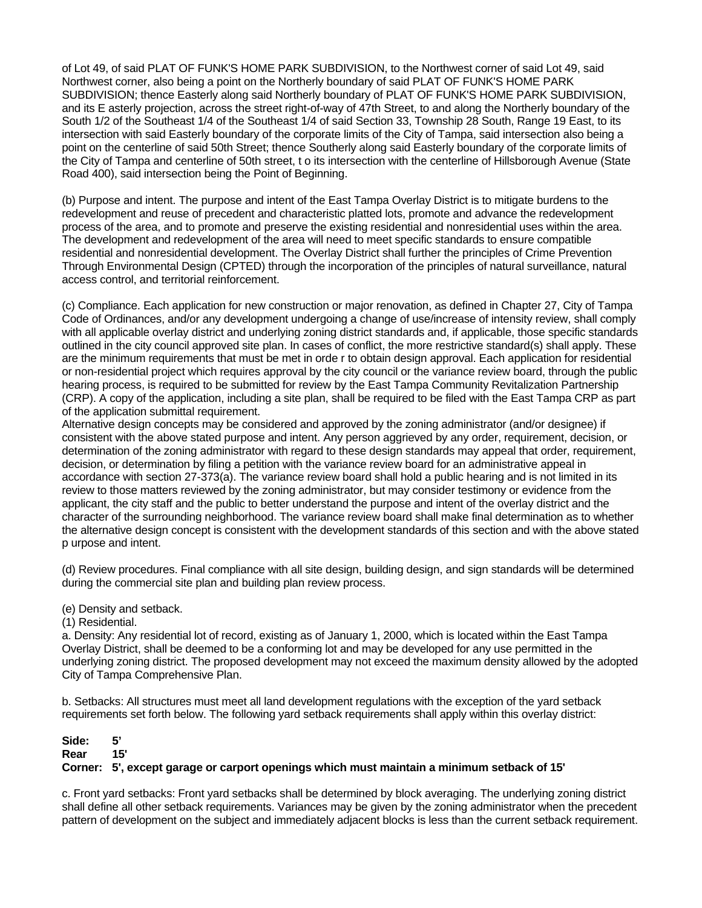of Lot 49, of said PLAT OF FUNK'S HOME PARK SUBDIVISION, to the Northwest corner of said Lot 49, said Northwest corner, also being a point on the Northerly boundary of said PLAT OF FUNK'S HOME PARK SUBDIVISION; thence Easterly along said Northerly boundary of PLAT OF FUNK'S HOME PARK SUBDIVISION, and its E asterly projection, across the street right-of-way of 47th Street, to and along the Northerly boundary of the South 1/2 of the Southeast 1/4 of the Southeast 1/4 of said Section 33, Township 28 South, Range 19 East, to its intersection with said Easterly boundary of the corporate limits of the City of Tampa, said intersection also being a point on the centerline of said 50th Street; thence Southerly along said Easterly boundary of the corporate limits of the City of Tampa and centerline of 50th street, t o its intersection with the centerline of Hillsborough Avenue (State Road 400), said intersection being the Point of Beginning.

(b) Purpose and intent. The purpose and intent of the East Tampa Overlay District is to mitigate burdens to the redevelopment and reuse of precedent and characteristic platted lots, promote and advance the redevelopment process of the area, and to promote and preserve the existing residential and nonresidential uses within the area. The development and redevelopment of the area will need to meet specific standards to ensure compatible residential and nonresidential development. The Overlay District shall further the principles of Crime Prevention Through Environmental Design (CPTED) through the incorporation of the principles of natural surveillance, natural access control, and territorial reinforcement.

(c) Compliance. Each application for new construction or major renovation, as defined in Chapter 27, City of Tampa Code of Ordinances, and/or any development undergoing a change of use/increase of intensity review, shall comply with all applicable overlay district and underlying zoning district standards and, if applicable, those specific standards outlined in the city council approved site plan. In cases of conflict, the more restrictive standard(s) shall apply. These are the minimum requirements that must be met in orde r to obtain design approval. Each application for residential or non-residential project which requires approval by the city council or the variance review board, through the public hearing process, is required to be submitted for review by the East Tampa Community Revitalization Partnership (CRP). A copy of the application, including a site plan, shall be required to be filed with the East Tampa CRP as part of the application submittal requirement.
Alternative design concepts may be considered and approved by the zoning administrator (and/or designee) if consistent with the above stated purpose and intent. Any person aggrieved by any order, requirement, decision, or determination of the zoning administrator with regard to these design standards may appeal that order, requirement, decision, or determination by filing a petition with the variance review board for an administrative appeal in accordance with section 27-373(a). The variance review board shall hold a public hearing and is not limited in its review to those matters reviewed by the zoning administrator, but may consider testimony or evidence from the applicant, the city staff and the public to better understand the purpose and intent of the overlay district and the character of the surrounding neighborhood. The variance review board shall make final determination as to whether the alternative design concept is consistent with the development standards of this section and with the above stated p urpose and intent.

(d) Review procedures. Final compliance with all site design, building design, and sign standards will be determined during the commercial site plan and building plan review process.

(e) Density and setback.
(1) Residential.
a. Density: Any residential lot of record, existing as of January 1, 2000, which is located within the East Tampa Overlay District, shall be deemed to be a conforming lot and may be developed for any use permitted in the underlying zoning district. The proposed development may not exceed the maximum density allowed by the adopted City of Tampa Comprehensive Plan.

b. Setbacks: All structures must meet all land development regulations with the exception of the yard setback requirements set forth below. The following yard setback requirements shall apply within this overlay district:

**Side: 5'**
**Rear 15'**
**Corner: 5', except garage or carport openings which must maintain a minimum setback of 15'**

c. Front yard setbacks: Front yard setbacks shall be determined by block averaging. The underlying zoning district shall define all other setback requirements. Variances may be given by the zoning administrator when the precedent pattern of development on the subject and immediately adjacent blocks is less than the current setback requirement.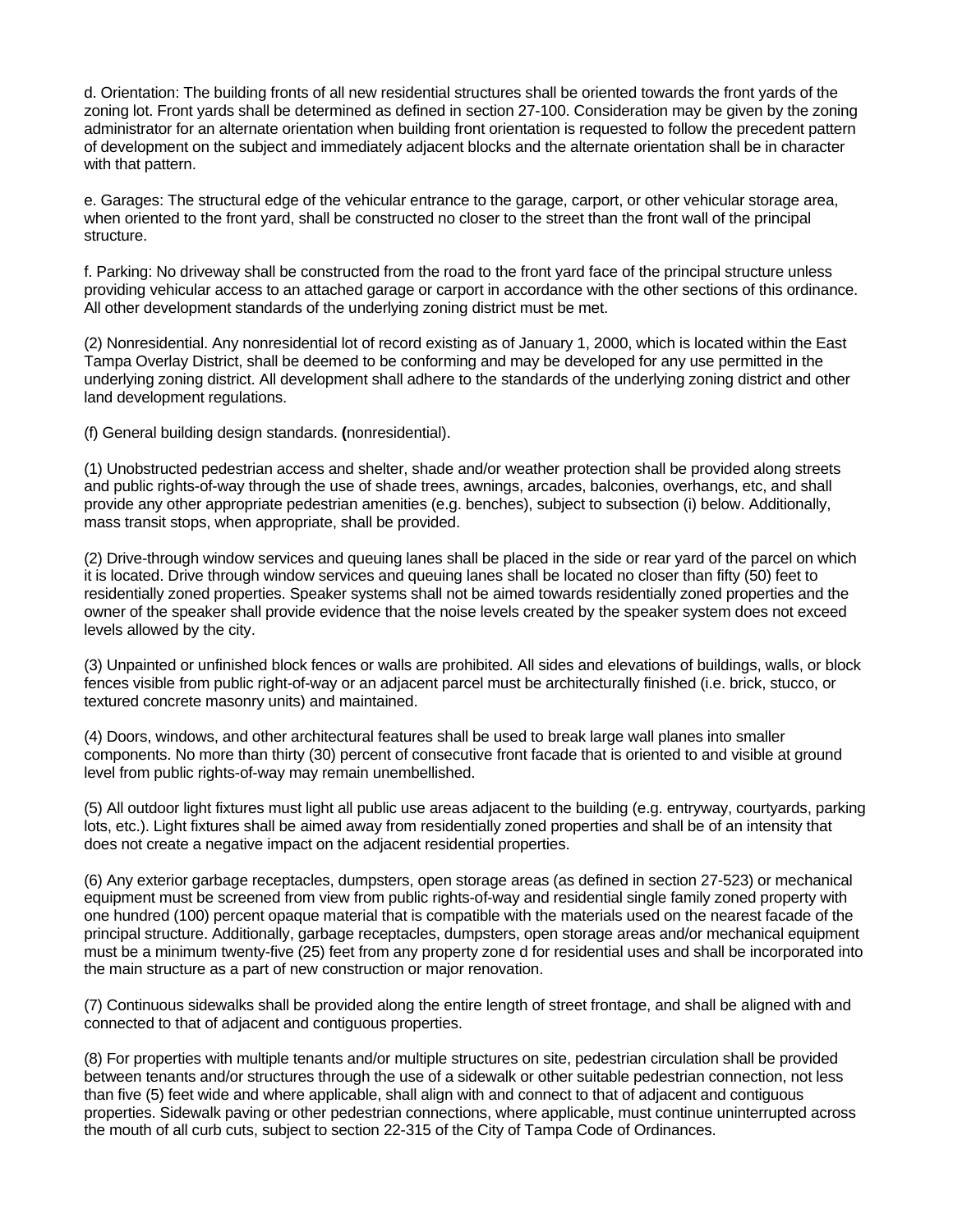d. Orientation: The building fronts of all new residential structures shall be oriented towards the front yards of the zoning lot. Front yards shall be determined as defined in section 27-100. Consideration may be given by the zoning administrator for an alternate orientation when building front orientation is requested to follow the precedent pattern of development on the subject and immediately adjacent blocks and the alternate orientation shall be in character with that pattern.

e. Garages: The structural edge of the vehicular entrance to the garage, carport, or other vehicular storage area, when oriented to the front yard, shall be constructed no closer to the street than the front wall of the principal structure.

f. Parking: No driveway shall be constructed from the road to the front yard face of the principal structure unless providing vehicular access to an attached garage or carport in accordance with the other sections of this ordinance. All other development standards of the underlying zoning district must be met.

(2) Nonresidential. Any nonresidential lot of record existing as of January 1, 2000, which is located within the East Tampa Overlay District, shall be deemed to be conforming and may be developed for any use permitted in the underlying zoning district. All development shall adhere to the standards of the underlying zoning district and other land development regulations.

(f) General building design standards. **(**nonresidential).

(1) Unobstructed pedestrian access and shelter, shade and/or weather protection shall be provided along streets and public rights-of-way through the use of shade trees, awnings, arcades, balconies, overhangs, etc, and shall provide any other appropriate pedestrian amenities (e.g. benches), subject to subsection (i) below. Additionally, mass transit stops, when appropriate, shall be provided.

(2) Drive-through window services and queuing lanes shall be placed in the side or rear yard of the parcel on which it is located. Drive through window services and queuing lanes shall be located no closer than fifty (50) feet to residentially zoned properties. Speaker systems shall not be aimed towards residentially zoned properties and the owner of the speaker shall provide evidence that the noise levels created by the speaker system does not exceed levels allowed by the city.

(3) Unpainted or unfinished block fences or walls are prohibited. All sides and elevations of buildings, walls, or block fences visible from public right-of-way or an adjacent parcel must be architecturally finished (i.e. brick, stucco, or textured concrete masonry units) and maintained.

(4) Doors, windows, and other architectural features shall be used to break large wall planes into smaller components. No more than thirty (30) percent of consecutive front facade that is oriented to and visible at ground level from public rights-of-way may remain unembellished.

(5) All outdoor light fixtures must light all public use areas adjacent to the building (e.g. entryway, courtyards, parking lots, etc.). Light fixtures shall be aimed away from residentially zoned properties and shall be of an intensity that does not create a negative impact on the adjacent residential properties.

(6) Any exterior garbage receptacles, dumpsters, open storage areas (as defined in section 27-523) or mechanical equipment must be screened from view from public rights-of-way and residential single family zoned property with one hundred (100) percent opaque material that is compatible with the materials used on the nearest facade of the principal structure. Additionally, garbage receptacles, dumpsters, open storage areas and/or mechanical equipment must be a minimum twenty-five (25) feet from any property zone d for residential uses and shall be incorporated into the main structure as a part of new construction or major renovation.

(7) Continuous sidewalks shall be provided along the entire length of street frontage, and shall be aligned with and connected to that of adjacent and contiguous properties.

(8) For properties with multiple tenants and/or multiple structures on site, pedestrian circulation shall be provided between tenants and/or structures through the use of a sidewalk or other suitable pedestrian connection, not less than five (5) feet wide and where applicable, shall align with and connect to that of adjacent and contiguous properties. Sidewalk paving or other pedestrian connections, where applicable, must continue uninterrupted across the mouth of all curb cuts, subject to section 22-315 of the City of Tampa Code of Ordinances.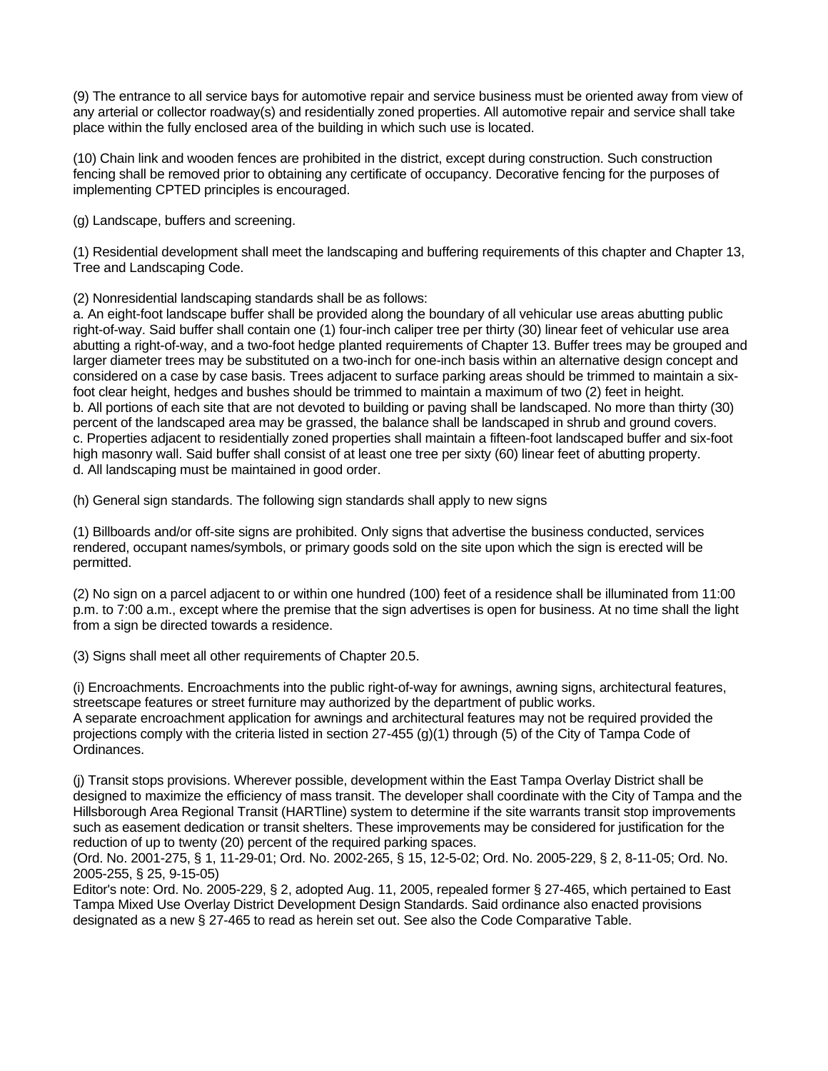(9) The entrance to all service bays for automotive repair and service business must be oriented away from view of any arterial or collector roadway(s) and residentially zoned properties. All automotive repair and service shall take place within the fully enclosed area of the building in which such use is located.

(10) Chain link and wooden fences are prohibited in the district, except during construction. Such construction fencing shall be removed prior to obtaining any certificate of occupancy. Decorative fencing for the purposes of implementing CPTED principles is encouraged.

(g) Landscape, buffers and screening.

(1) Residential development shall meet the landscaping and buffering requirements of this chapter and Chapter 13, Tree and Landscaping Code.

(2) Nonresidential landscaping standards shall be as follows:
a. An eight-foot landscape buffer shall be provided along the boundary of all vehicular use areas abutting public right-of-way. Said buffer shall contain one (1) four-inch caliper tree per thirty (30) linear feet of vehicular use area abutting a right-of-way, and a two-foot hedge planted requirements of Chapter 13. Buffer trees may be grouped and larger diameter trees may be substituted on a two-inch for one-inch basis within an alternative design concept and considered on a case by case basis. Trees adjacent to surface parking areas should be trimmed to maintain a six-foot clear height, hedges and bushes should be trimmed to maintain a maximum of two (2) feet in height.
b. All portions of each site that are not devoted to building or paving shall be landscaped. No more than thirty (30) percent of the landscaped area may be grassed, the balance shall be landscaped in shrub and ground covers.
c. Properties adjacent to residentially zoned properties shall maintain a fifteen-foot landscaped buffer and six-foot high masonry wall. Said buffer shall consist of at least one tree per sixty (60) linear feet of abutting property.
d. All landscaping must be maintained in good order.

(h) General sign standards. The following sign standards shall apply to new signs

(1) Billboards and/or off-site signs are prohibited. Only signs that advertise the business conducted, services rendered, occupant names/symbols, or primary goods sold on the site upon which the sign is erected will be permitted.

(2) No sign on a parcel adjacent to or within one hundred (100) feet of a residence shall be illuminated from 11:00 p.m. to 7:00 a.m., except where the premise that the sign advertises is open for business. At no time shall the light from a sign be directed towards a residence.

(3) Signs shall meet all other requirements of Chapter 20.5.

(i) Encroachments. Encroachments into the public right-of-way for awnings, awning signs, architectural features, streetscape features or street furniture may authorized by the department of public works.
A separate encroachment application for awnings and architectural features may not be required provided the projections comply with the criteria listed in section 27-455 (g)(1) through (5) of the City of Tampa Code of Ordinances.

(j) Transit stops provisions. Wherever possible, development within the East Tampa Overlay District shall be designed to maximize the efficiency of mass transit. The developer shall coordinate with the City of Tampa and the Hillsborough Area Regional Transit (HARTline) system to determine if the site warrants transit stop improvements such as easement dedication or transit shelters. These improvements may be considered for justification for the reduction of up to twenty (20) percent of the required parking spaces.
(Ord. No. 2001-275, § 1, 11-29-01; Ord. No. 2002-265, § 15, 12-5-02; Ord. No. 2005-229, § 2, 8-11-05; Ord. No. 2005-255, § 25, 9-15-05)
Editor's note: Ord. No. 2005-229, § 2, adopted Aug. 11, 2005, repealed former § 27-465, which pertained to East Tampa Mixed Use Overlay District Development Design Standards. Said ordinance also enacted provisions designated as a new § 27-465 to read as herein set out. See also the Code Comparative Table.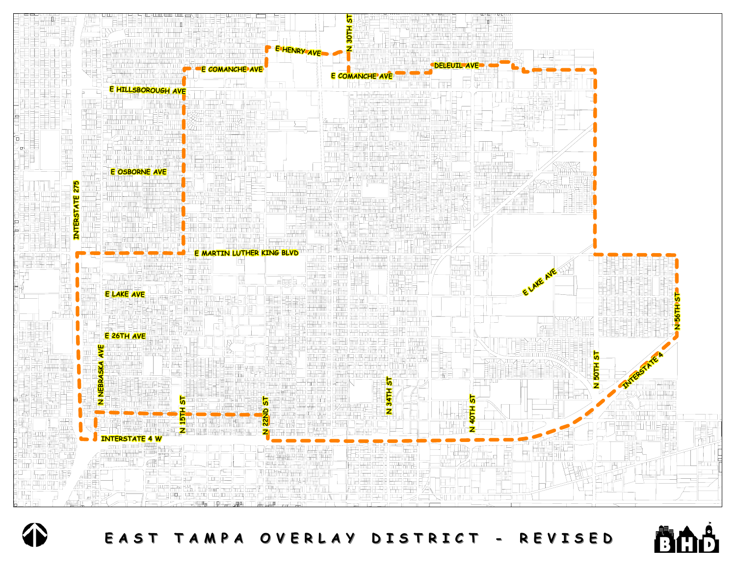E HENRY AVE

N 30TH ST

E COMANCHE AVE

DELEUIL AVE

E COMANCHE AVE

E HILLSBOROUGH AVE

E OSBORNE AVE

INTERSTATE 275

E MARTIN LUTHER KING BLVD

E LAKE AVE

E LAKE AVE

N 56TH ST

E 26TH AVE

N NEBRASKA AVE

N 50TH ST

INTERSTATE 4

N 34TH ST

N 15TH ST

N 22ND ST

N 40TH ST

INTERSTATE 4 W

# EAST TAMPA OVERLAY DISTRICT - REVISED

BHD